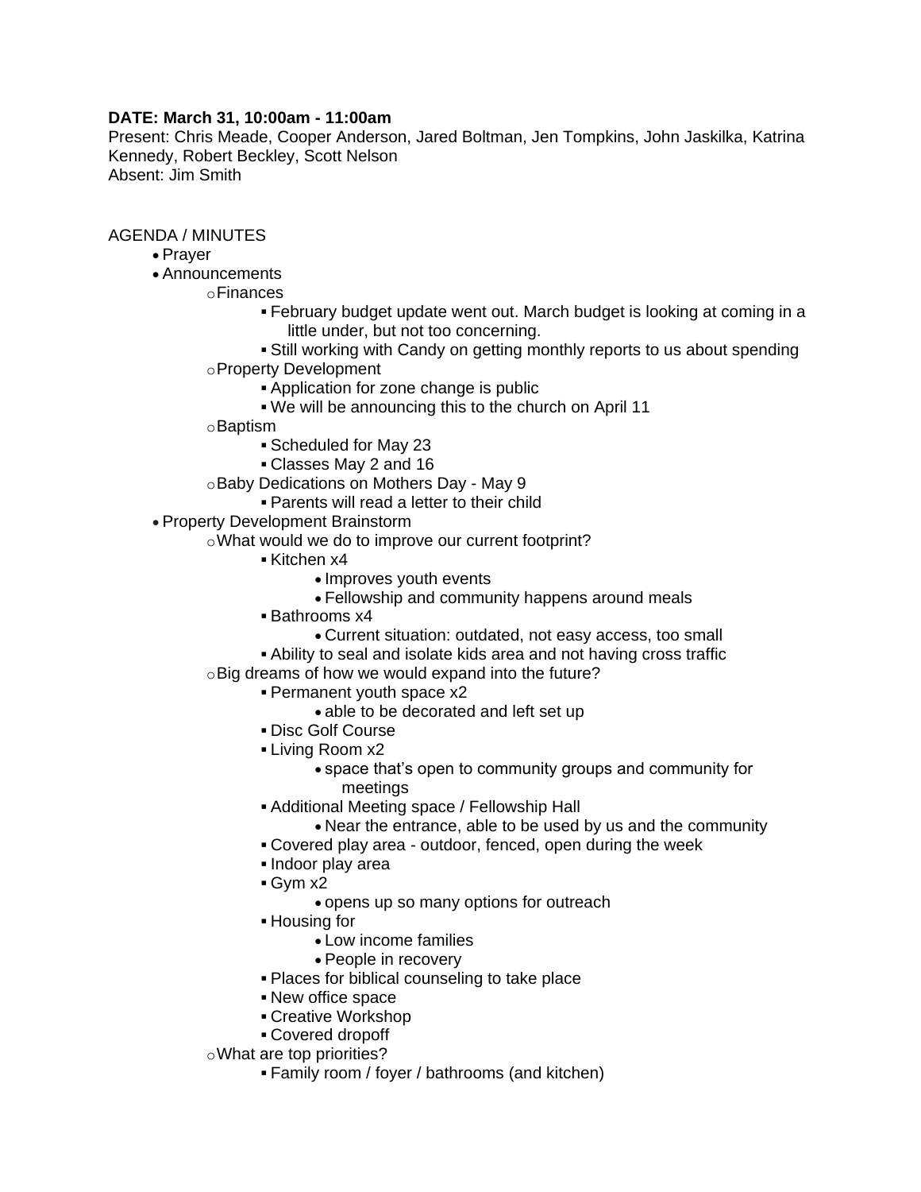**DATE: March 31, 10:00am - 11:00am**
Present: Chris Meade, Cooper Anderson, Jared Boltman, Jen Tompkins, John Jaskilka, Katrina Kennedy, Robert Beckley, Scott Nelson
Absent: Jim Smith

AGENDA / MINUTES

- Prayer
- Announcements
    - Finances
        - February budget update went out. March budget is looking at coming in a little under, but not too concerning.
        - Still working with Candy on getting monthly reports to us about spending
    - Property Development
        - Application for zone change is public
        - We will be announcing this to the church on April 11
    - Baptism
        - Scheduled for May 23
        - Classes May 2 and 16
    - Baby Dedications on Mothers Day - May 9
        - Parents will read a letter to their child
- Property Development Brainstorm
    - What would we do to improve our current footprint?
        - Kitchen x4
            - Improves youth events
            - Fellowship and community happens around meals
        - Bathrooms x4
            - Current situation: outdated, not easy access, too small
        - Ability to seal and isolate kids area and not having cross traffic
    - Big dreams of how we would expand into the future?
        - Permanent youth space x2
            - able to be decorated and left set up
        - Disc Golf Course
        - Living Room x2
            - space that's open to community groups and community for meetings
        - Additional Meeting space / Fellowship Hall
            - Near the entrance, able to be used by us and the community
        - Covered play area - outdoor, fenced, open during the week
        - Indoor play area
        - Gym x2
            - opens up so many options for outreach
        - Housing for
            - Low income families
            - People in recovery
        - Places for biblical counseling to take place
        - New office space
        - Creative Workshop
        - Covered dropoff
    - What are top priorities?
        - Family room / foyer / bathrooms (and kitchen)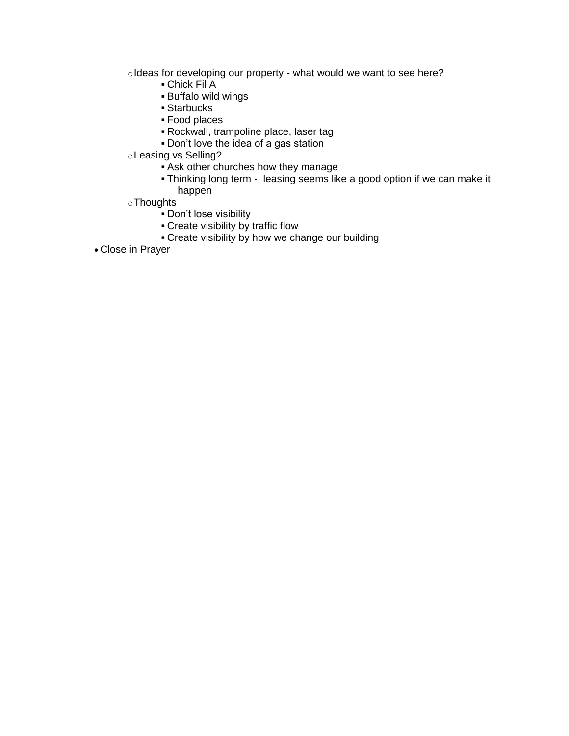- Ideas for developing our property - what would we want to see here?
    - Chick Fil A
    - Buffalo wild wings
    - Starbucks
    - Food places
    - Rockwall, trampoline place, laser tag
    - Don't love the idea of a gas station
  - Leasing vs Selling?
    - Ask other churches how they manage
    - Thinking long term - leasing seems like a good option if we can make it happen
  - Thoughts
    - Don't lose visibility
    - Create visibility by traffic flow
    - Create visibility by how we change our building
- Close in Prayer